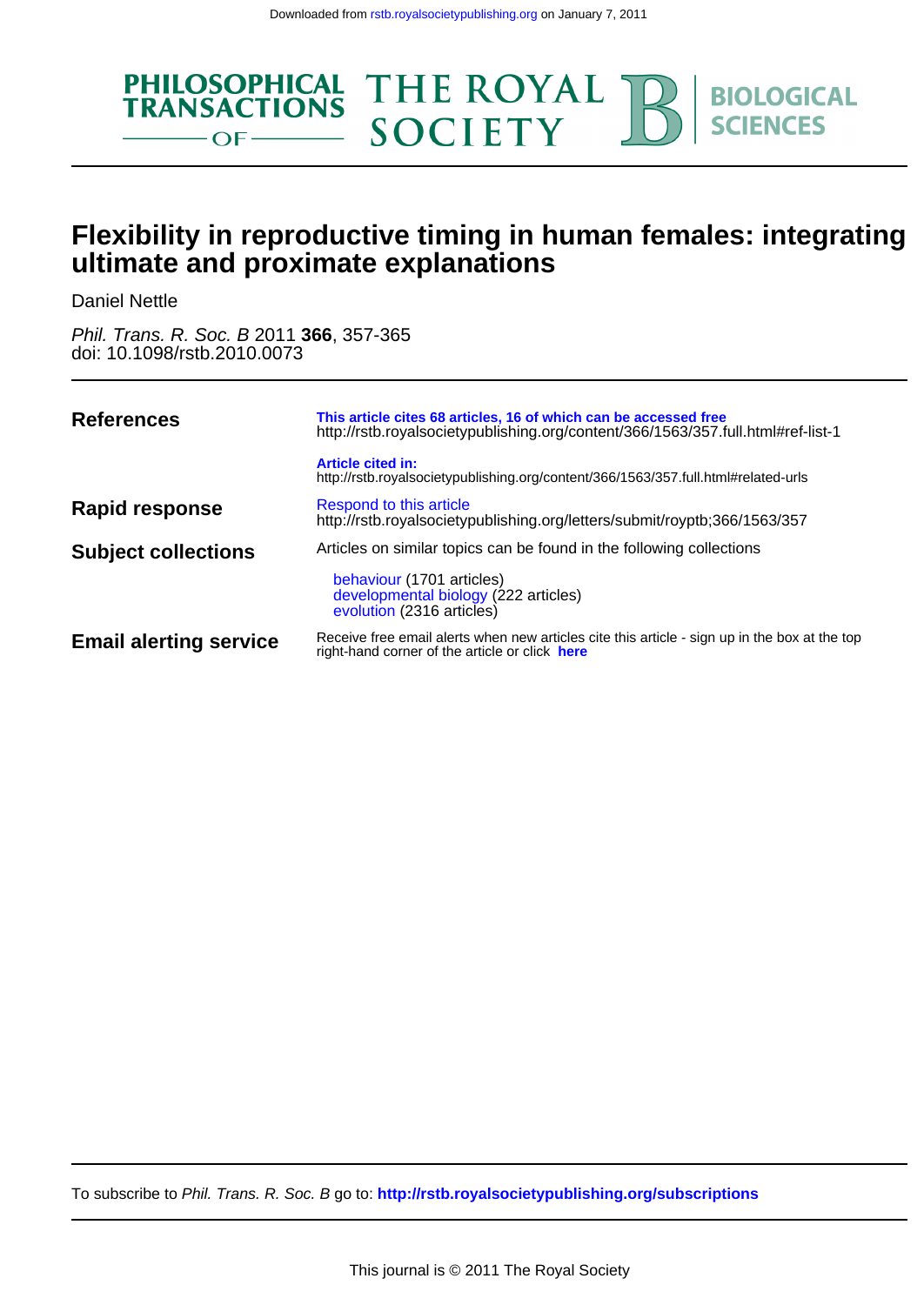Downloaded from rstb.royalsocietypublishing.org on January 7, 2011

PHILOSOPHICAL TRANSACTIONS OF THE ROYAL SOCIETY B BIOLOGICAL SCIENCES

# Flexibility in reproductive timing in human females: integrating ultimate and proximate explanations

Daniel Nettle

*Phil. Trans. R. Soc. B* 2011 **366**, 357-365
doi: 10.1098/rstb.2010.0073

| | |
|---|---|
| **References** | **This article cites 68 articles, 16 of which can be accessed free**<br>http://rstb.royalsocietypublishing.org/content/366/1563/357.full.html#ref-list-1<br><br>**Article cited in:**<br>http://rstb.royalsocietypublishing.org/content/366/1563/357.full.html#related-urls |
| **Rapid response** | Respond to this article<br>http://rstb.royalsocietypublishing.org/letters/submit/royptb;366/1563/357 |
| **Subject collections** | Articles on similar topics can be found in the following collections<br><br>behaviour (1701 articles)<br>developmental biology (222 articles)<br>evolution (2316 articles) |
| **Email alerting service** | Receive free email alerts when new articles cite this article - sign up in the box at the top right-hand corner of the article or click **here** |

To subscribe to *Phil. Trans. R. Soc. B* go to: **http://rstb.royalsocietypublishing.org/subscriptions**

This journal is © 2011 The Royal Society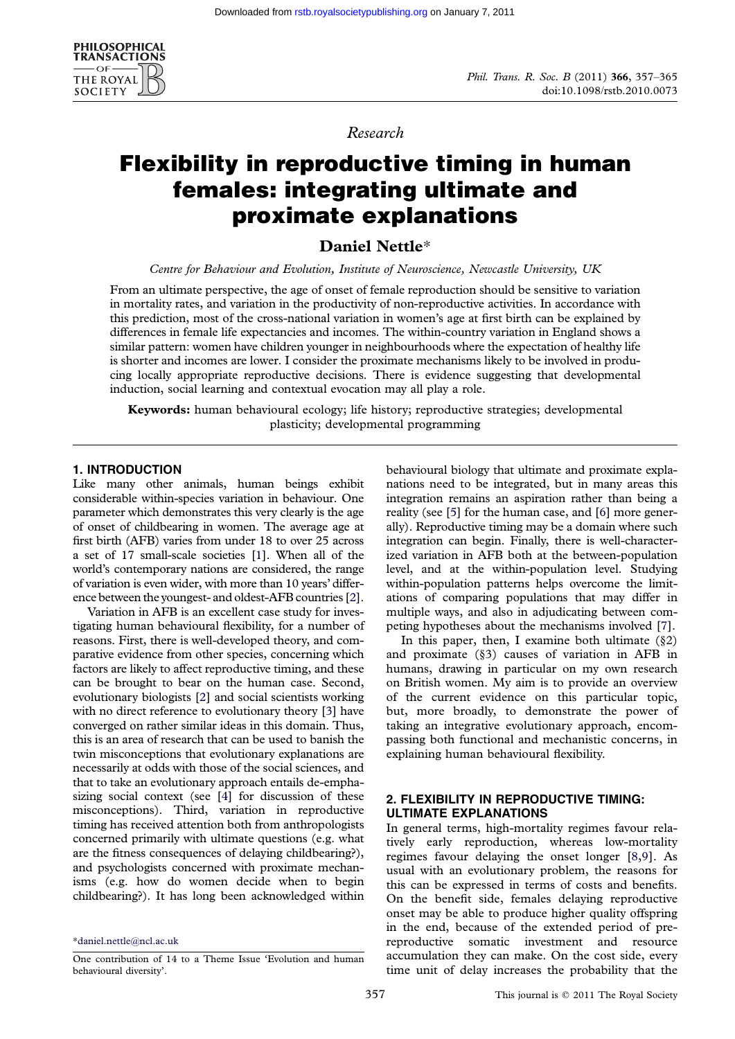# Flexibility in reproductive timing in human females: integrating ultimate and proximate explanations

**Daniel Nettle***

*Centre for Behaviour and Evolution, Institute of Neuroscience, Newcastle University, UK*

From an ultimate perspective, the age of onset of female reproduction should be sensitive to variation in mortality rates, and variation in the productivity of non-reproductive activities. In accordance with this prediction, most of the cross-national variation in women's age at first birth can be explained by differences in female life expectancies and incomes. The within-country variation in England shows a similar pattern: women have children younger in neighbourhoods where the expectation of healthy life is shorter and incomes are lower. I consider the proximate mechanisms likely to be involved in producing locally appropriate reproductive decisions. There is evidence suggesting that developmental induction, social learning and contextual evocation may all play a role.

**Keywords:** human behavioural ecology; life history; reproductive strategies; developmental plasticity; developmental programming

## 1. INTRODUCTION

Like many other animals, human beings exhibit considerable within-species variation in behaviour. One parameter which demonstrates this very clearly is the age of onset of childbearing in women. The average age at first birth (AFB) varies from under 18 to over 25 across a set of 17 small-scale societies [1]. When all of the world's contemporary nations are considered, the range of variation is even wider, with more than 10 years' difference between the youngest- and oldest-AFB countries [2].

Variation in AFB is an excellent case study for investigating human behavioural flexibility, for a number of reasons. First, there is well-developed theory, and comparative evidence from other species, concerning which factors are likely to affect reproductive timing, and these can be brought to bear on the human case. Second, evolutionary biologists [2] and social scientists working with no direct reference to evolutionary theory [3] have converged on rather similar ideas in this domain. Thus, this is an area of research that can be used to banish the twin misconceptions that evolutionary explanations are necessarily at odds with those of the social sciences, and that to take an evolutionary approach entails de-emphasizing social context (see [4] for discussion of these misconceptions). Third, variation in reproductive timing has received attention both from anthropologists concerned primarily with ultimate questions (e.g. what are the fitness consequences of delaying childbearing?), and psychologists concerned with proximate mechanisms (e.g. how do women decide when to begin childbearing?). It has long been acknowledged within behavioural biology that ultimate and proximate explanations need to be integrated, but in many areas this integration remains an aspiration rather than being a reality (see [5] for the human case, and [6] more generally). Reproductive timing may be a domain where such integration can begin. Finally, there is well-characterized variation in AFB both at the between-population level, and at the within-population level. Studying within-population patterns helps overcome the limitations of comparing populations that may differ in multiple ways, and also in adjudicating between competing hypotheses about the mechanisms involved [7].

In this paper, then, I examine both ultimate (§2) and proximate (§3) causes of variation in AFB in humans, drawing in particular on my own research on British women. My aim is to provide an overview of the current evidence on this particular topic, but, more broadly, to demonstrate the power of taking an integrative evolutionary approach, encompassing both functional and mechanistic concerns, in explaining human behavioural flexibility.

## 2. FLEXIBILITY IN REPRODUCTIVE TIMING: ULTIMATE EXPLANATIONS

In general terms, high-mortality regimes favour relatively early reproduction, whereas low-mortality regimes favour delaying the onset longer [8,9]. As usual with an evolutionary problem, the reasons for this can be expressed in terms of costs and benefits. On the benefit side, females delaying reproductive onset may be able to produce higher quality offspring in the end, because of the extended period of pre-reproductive somatic investment and resource accumulation they can make. On the cost side, every time unit of delay increases the probability that the

*daniel.nettle@ncl.ac.uk

One contribution of 14 to a Theme Issue 'Evolution and human behavioural diversity'.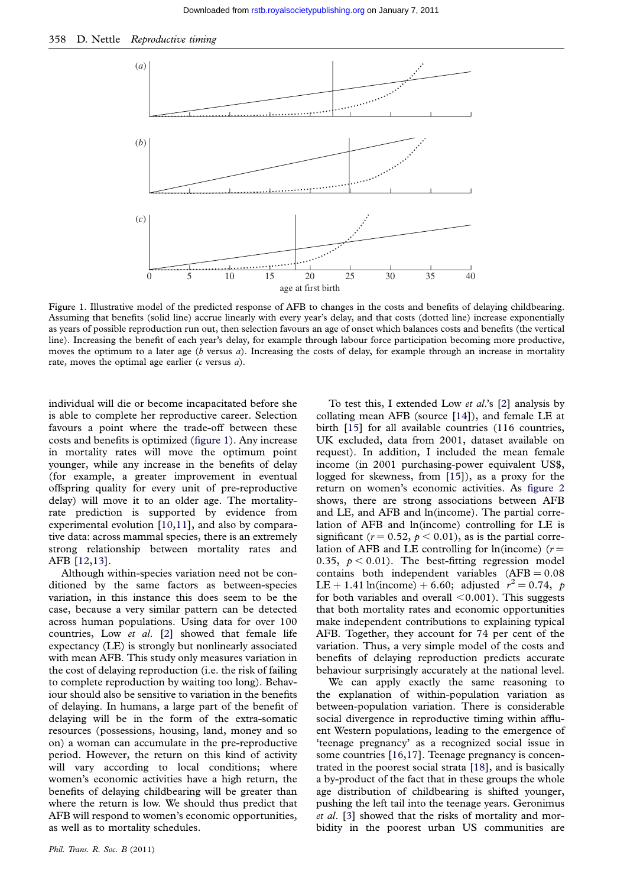(a)

(b)

(c)

0 5 10 15 20 25 30 35 40

age at first birth

Figure 1. Illustrative model of the predicted response of AFB to changes in the costs and benefits of delaying childbearing. Assuming that benefits (solid line) accrue linearly with every year's delay, and that costs (dotted line) increase exponentially as years of possible reproduction run out, then selection favours an age of onset which balances costs and benefits (the vertical line). Increasing the benefit of each year's delay, for example through labour force participation becoming more productive, moves the optimum to a later age (*b* versus *a*). Increasing the costs of delay, for example through an increase in mortality rate, moves the optimal age earlier (*c* versus *a*).

individual will die or become incapacitated before she is able to complete her reproductive career. Selection favours a point where the trade-off between these costs and benefits is optimized (figure 1). Any increase in mortality rates will move the optimum point younger, while any increase in the benefits of delay (for example, a greater improvement in eventual offspring quality for every unit of pre-reproductive delay) will move it to an older age. The mortality-rate prediction is supported by evidence from experimental evolution [10,11], and also by comparative data: across mammal species, there is an extremely strong relationship between mortality rates and AFB [12,13].

Although within-species variation need not be conditioned by the same factors as between-species variation, in this instance this does seem to be the case, because a very similar pattern can be detected across human populations. Using data for over 100 countries, Low *et al.* [2] showed that female life expectancy (LE) is strongly but nonlinearly associated with mean AFB. This study only measures variation in the cost of delaying reproduction (i.e. the risk of failing to complete reproduction by waiting too long). Behaviour should also be sensitive to variation in the benefits of delaying. In humans, a large part of the benefit of delaying will be in the form of the extra-somatic resources (possessions, housing, land, money and so on) a woman can accumulate in the pre-reproductive period. However, the return on this kind of activity will vary according to local conditions; where women's economic activities have a high return, the benefits of delaying childbearing will be greater than where the return is low. We should thus predict that AFB will respond to women's economic opportunities, as well as to mortality schedules.

To test this, I extended Low *et al.*'s [2] analysis by collating mean AFB (source [14]), and female LE at birth [15] for all available countries (116 countries, UK excluded, data from 2001, dataset available on request). In addition, I included the mean female income (in 2001 purchasing-power equivalent US$, logged for skewness, from [15]), as a proxy for the return on women's economic activities. As figure 2 shows, there are strong associations between AFB and LE, and AFB and ln(income). The partial correlation of AFB and ln(income) controlling for LE is significant ($r = 0.52$, $p < 0.01$), as is the partial correlation of AFB and LE controlling for ln(income) ($r = 0.35$, $p < 0.01$). The best-fitting regression model contains both independent variables ($\text{AFB} = 0.08\ \text{LE} + 1.41 \ln(\text{income}) + 6.60$; adjusted $r^2 = 0.74$, $p$ for both variables and overall $< 0.001$). This suggests that both mortality rates and economic opportunities make independent contributions to explaining typical AFB. Together, they account for 74 per cent of the variation. Thus, a very simple model of the costs and benefits of delaying reproduction predicts accurate behaviour surprisingly accurately at the national level.

We can apply exactly the same reasoning to the explanation of within-population variation as between-population variation. There is considerable social divergence in reproductive timing within affluent Western populations, leading to the emergence of 'teenage pregnancy' as a recognized social issue in some countries [16,17]. Teenage pregnancy is concentrated in the poorest social strata [18], and is basically a by-product of the fact that in these groups the whole age distribution of childbearing is shifted younger, pushing the left tail into the teenage years. Geronimus *et al.* [3] showed that the risks of mortality and morbidity in the poorest urban US communities are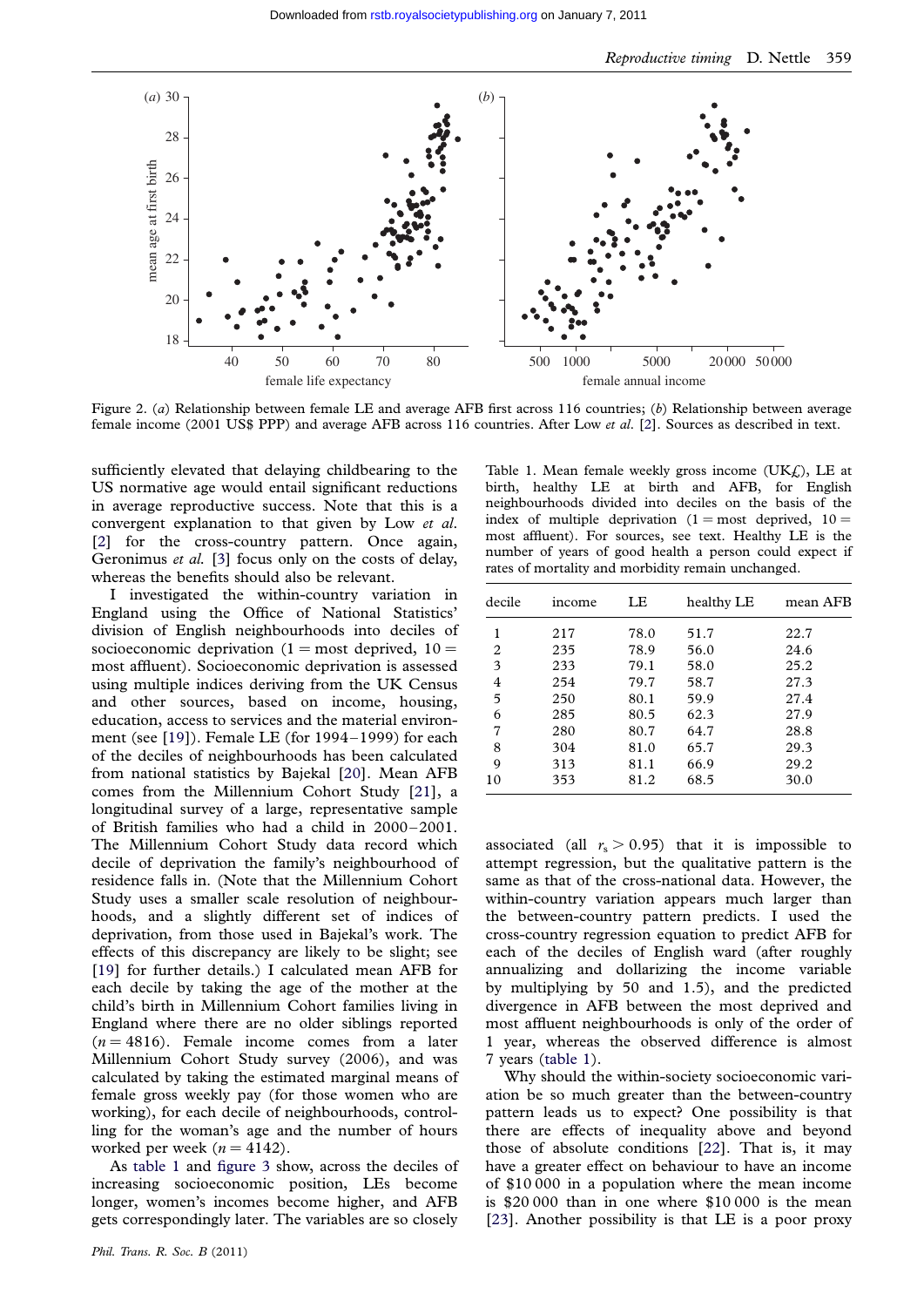Figure 2. (*a*) Relationship between female LE and average AFB first across 116 countries; (*b*) Relationship between average female income (2001 US$ PPP) and average AFB across 116 countries. After Low *et al*. [2]. Sources as described in text.

sufficiently elevated that delaying childbearing to the US normative age would entail significant reductions in average reproductive success. Note that this is a convergent explanation to that given by Low *et al*. [2] for the cross-country pattern. Once again, Geronimus *et al*. [3] focus only on the costs of delay, whereas the benefits should also be relevant.

I investigated the within-country variation in England using the Office of National Statistics' division of English neighbourhoods into deciles of socioeconomic deprivation (1 = most deprived, 10 = most affluent). Socioeconomic deprivation is assessed using multiple indices deriving from the UK Census and other sources, based on income, housing, education, access to services and the material environment (see [19]). Female LE (for 1994–1999) for each of the deciles of neighbourhoods has been calculated from national statistics by Bajekal [20]. Mean AFB comes from the Millennium Cohort Study [21], a longitudinal survey of a large, representative sample of British families who had a child in 2000–2001. The Millennium Cohort Study data record which decile of deprivation the family's neighbourhood of residence falls in. (Note that the Millennium Cohort Study uses a smaller scale resolution of neighbourhoods, and a slightly different set of indices of deprivation, from those used in Bajekal's work. The effects of this discrepancy are likely to be slight; see [19] for further details.) I calculated mean AFB for each decile by taking the age of the mother at the child's birth in Millennium Cohort families living in England where there are no older siblings reported ($n = 4816$). Female income comes from a later Millennium Cohort Study survey (2006), and was calculated by taking the estimated marginal means of female gross weekly pay (for those women who are working), for each decile of neighbourhoods, controlling for the woman's age and the number of hours worked per week ($n = 4142$).

As table 1 and figure 3 show, across the deciles of increasing socioeconomic position, LEs become longer, women's incomes become higher, and AFB gets correspondingly later. The variables are so closely associated (all $r_s > 0.95$) that it is impossible to attempt regression, but the qualitative pattern is the same as that of the cross-national data. However, the within-country variation appears much larger than the between-country pattern predicts. I used the cross-country regression equation to predict AFB for each of the deciles of English ward (after roughly annualizing and dollarizing the income variable by multiplying by 50 and 1.5), and the predicted divergence in AFB between the most deprived and most affluent neighbourhoods is only of the order of 1 year, whereas the observed difference is almost 7 years (table 1).

Table 1. Mean female weekly gross income (UK£), LE at birth, healthy LE at birth and AFB, for English neighbourhoods divided into deciles on the basis of the index of multiple deprivation (1 = most deprived, 10 = most affluent). For sources, see text. Healthy LE is the number of years of good health a person could expect if rates of mortality and morbidity remain unchanged.

| decile | income | LE | healthy LE | mean AFB |
|---|---|---|---|---|
| 1 | 217 | 78.0 | 51.7 | 22.7 |
| 2 | 235 | 78.9 | 56.0 | 24.6 |
| 3 | 233 | 79.1 | 58.0 | 25.2 |
| 4 | 254 | 79.7 | 58.7 | 27.3 |
| 5 | 250 | 80.1 | 59.9 | 27.4 |
| 6 | 285 | 80.5 | 62.3 | 27.9 |
| 7 | 280 | 80.7 | 64.7 | 28.8 |
| 8 | 304 | 81.0 | 65.7 | 29.3 |
| 9 | 313 | 81.1 | 66.9 | 29.2 |
| 10 | 353 | 81.2 | 68.5 | 30.0 |

Why should the within-society socioeconomic variation be so much greater than the between-country pattern leads us to expect? One possibility is that there are effects of inequality above and beyond those of absolute conditions [22]. That is, it may have a greater effect on behaviour to have an income of $10 000 in a population where the mean income is $20 000 than in one where $10 000 is the mean [23]. Another possibility is that LE is a poor proxy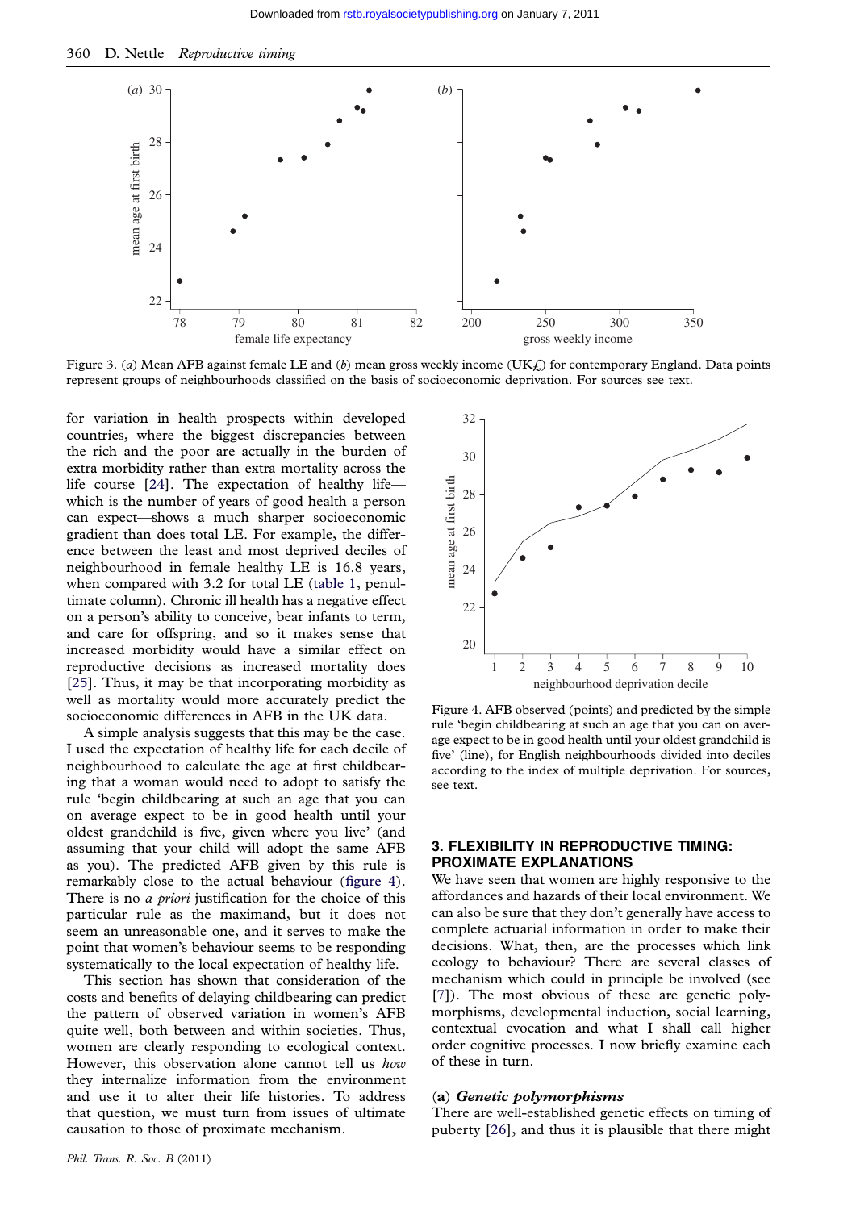Figure 3. (*a*) Mean AFB against female LE and (*b*) mean gross weekly income (UK£) for contemporary England. Data points represent groups of neighbourhoods classified on the basis of socioeconomic deprivation. For sources see text.

for variation in health prospects within developed countries, where the biggest discrepancies between the rich and the poor are actually in the burden of extra morbidity rather than extra mortality across the life course [24]. The expectation of healthy life—which is the number of years of good health a person can expect—shows a much sharper socioeconomic gradient than does total LE. For example, the difference between the least and most deprived deciles of neighbourhood in female healthy LE is 16.8 years, when compared with 3.2 for total LE (table 1, penultimate column). Chronic ill health has a negative effect on a person's ability to conceive, bear infants to term, and care for offspring, and so it makes sense that increased morbidity would have a similar effect on reproductive decisions as increased mortality does [25]. Thus, it may be that incorporating morbidity as well as mortality would more accurately predict the socioeconomic differences in AFB in the UK data.

A simple analysis suggests that this may be the case. I used the expectation of healthy life for each decile of neighbourhood to calculate the age at first childbearing that a woman would need to adopt to satisfy the rule 'begin childbearing at such an age that you can on average expect to be in good health until your oldest grandchild is five, given where you live' (and assuming that your child will adopt the same AFB as you). The predicted AFB given by this rule is remarkably close to the actual behaviour (figure 4). There is no *a priori* justification for the choice of this particular rule as the maximand, but it does not seem an unreasonable one, and it serves to make the point that women's behaviour seems to be responding systematically to the local expectation of healthy life.

This section has shown that consideration of the costs and benefits of delaying childbearing can predict the pattern of observed variation in women's AFB quite well, both between and within societies. Thus, women are clearly responding to ecological context. However, this observation alone cannot tell us *how* they internalize information from the environment and use it to alter their life histories. To address that question, we must turn from issues of ultimate causation to those of proximate mechanism.

Figure 4. AFB observed (points) and predicted by the simple rule 'begin childbearing at such an age that you can on average expect to be in good health until your oldest grandchild is five' (line), for English neighbourhoods divided into deciles according to the index of multiple deprivation. For sources, see text.

## 3. FLEXIBILITY IN REPRODUCTIVE TIMING: PROXIMATE EXPLANATIONS

We have seen that women are highly responsive to the affordances and hazards of their local environment. We can also be sure that they don't generally have access to complete actuarial information in order to make their decisions. What, then, are the processes which link ecology to behaviour? There are several classes of mechanism which could in principle be involved (see [7]). The most obvious of these are genetic polymorphisms, developmental induction, social learning, contextual evocation and what I shall call higher order cognitive processes. I now briefly examine each of these in turn.

### (a) *Genetic polymorphisms*

There are well-established genetic effects on timing of puberty [26], and thus it is plausible that there might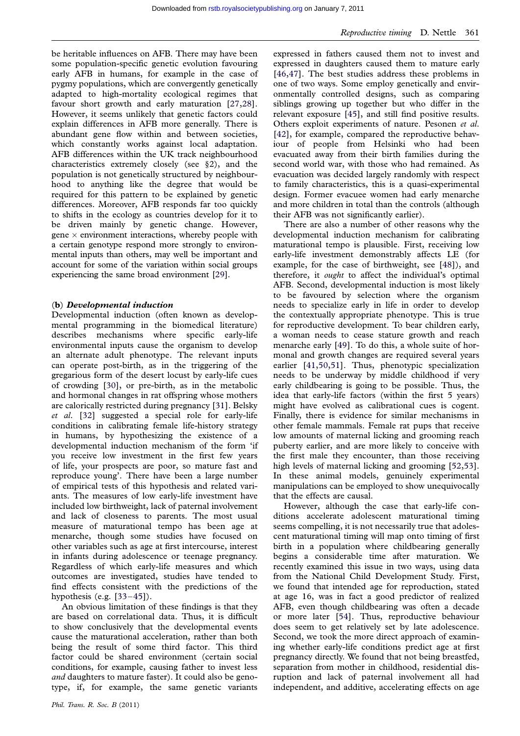be heritable influences on AFB. There may have been some population-specific genetic evolution favouring early AFB in humans, for example in the case of pygmy populations, which are convergently genetically adapted to high-mortality ecological regimes that favour short growth and early maturation [27,28]. However, it seems unlikely that genetic factors could explain differences in AFB more generally. There is abundant gene flow within and between societies, which constantly works against local adaptation. AFB differences within the UK track neighbourhood characteristics extremely closely (see §2), and the population is not genetically structured by neighbourhood to anything like the degree that would be required for this pattern to be explained by genetic differences. Moreover, AFB responds far too quickly to shifts in the ecology as countries develop for it to be driven mainly by genetic change. However, gene × environment interactions, whereby people with a certain genotype respond more strongly to environmental inputs than others, may well be important and account for some of the variation within social groups experiencing the same broad environment [29].

### (b) *Developmental induction*

Developmental induction (often known as developmental programming in the biomedical literature) describes mechanisms where specific early-life environmental inputs cause the organism to develop an alternate adult phenotype. The relevant inputs can operate post-birth, as in the triggering of the gregarious form of the desert locust by early-life cues of crowding [30], or pre-birth, as in the metabolic and hormonal changes in rat offspring whose mothers are calorically restricted during pregnancy [31]. Belsky *et al.* [32] suggested a special role for early-life conditions in calibrating female life-history strategy in humans, by hypothesizing the existence of a developmental induction mechanism of the form 'if you receive low investment in the first few years of life, your prospects are poor, so mature fast and reproduce young'. There have been a large number of empirical tests of this hypothesis and related variants. The measures of low early-life investment have included low birthweight, lack of paternal involvement and lack of closeness to parents. The most usual measure of maturational tempo has been age at menarche, though some studies have focused on other variables such as age at first intercourse, interest in infants during adolescence or teenage pregnancy. Regardless of which early-life measures and which outcomes are investigated, studies have tended to find effects consistent with the predictions of the hypothesis (e.g. [33–45]).

An obvious limitation of these findings is that they are based on correlational data. Thus, it is difficult to show conclusively that the developmental events cause the maturational acceleration, rather than both being the result of some third factor. This third factor could be shared environment (certain social conditions, for example, causing father to invest less *and* daughters to mature faster). It could also be genotype, if, for example, the same genetic variants expressed in fathers caused them not to invest and expressed in daughters caused them to mature early [46,47]. The best studies address these problems in one of two ways. Some employ genetically and environmentally controlled designs, such as comparing siblings growing up together but who differ in the relevant exposure [45], and still find positive results. Others exploit experiments of nature. Pesonen *et al.* [42], for example, compared the reproductive behaviour of people from Helsinki who had been evacuated away from their birth families during the second world war, with those who had remained. As evacuation was decided largely randomly with respect to family characteristics, this is a quasi-experimental design. Former evacuee women had early menarche and more children in total than the controls (although their AFB was not significantly earlier).

There are also a number of other reasons why the developmental induction mechanism for calibrating maturational tempo is plausible. First, receiving low early-life investment demonstrably affects LE (for example, for the case of birthweight, see [48]), and therefore, it *ought* to affect the individual's optimal AFB. Second, developmental induction is most likely to be favoured by selection where the organism needs to specialize early in life in order to develop the contextually appropriate phenotype. This is true for reproductive development. To bear children early, a woman needs to cease stature growth and reach menarche early [49]. To do this, a whole suite of hormonal and growth changes are required several years earlier [41,50,51]. Thus, phenotypic specialization needs to be underway by middle childhood if very early childbearing is going to be possible. Thus, the idea that early-life factors (within the first 5 years) might have evolved as calibrational cues is cogent. Finally, there is evidence for similar mechanisms in other female mammals. Female rat pups that receive low amounts of maternal licking and grooming reach puberty earlier, and are more likely to conceive with the first male they encounter, than those receiving high levels of maternal licking and grooming [52,53]. In these animal models, genuinely experimental manipulations can be employed to show unequivocally that the effects are causal.

However, although the case that early-life conditions accelerate adolescent maturational timing seems compelling, it is not necessarily true that adolescent maturational timing will map onto timing of first birth in a population where childbearing generally begins a considerable time after maturation. We recently examined this issue in two ways, using data from the National Child Development Study. First, we found that intended age for reproduction, stated at age 16, was in fact a good predictor of realized AFB, even though childbearing was often a decade or more later [54]. Thus, reproductive behaviour does seem to get relatively set by late adolescence. Second, we took the more direct approach of examining whether early-life conditions predict age at first pregnancy directly. We found that not being breastfed, separation from mother in childhood, residential disruption and lack of paternal involvement all had independent, and additive, accelerating effects on age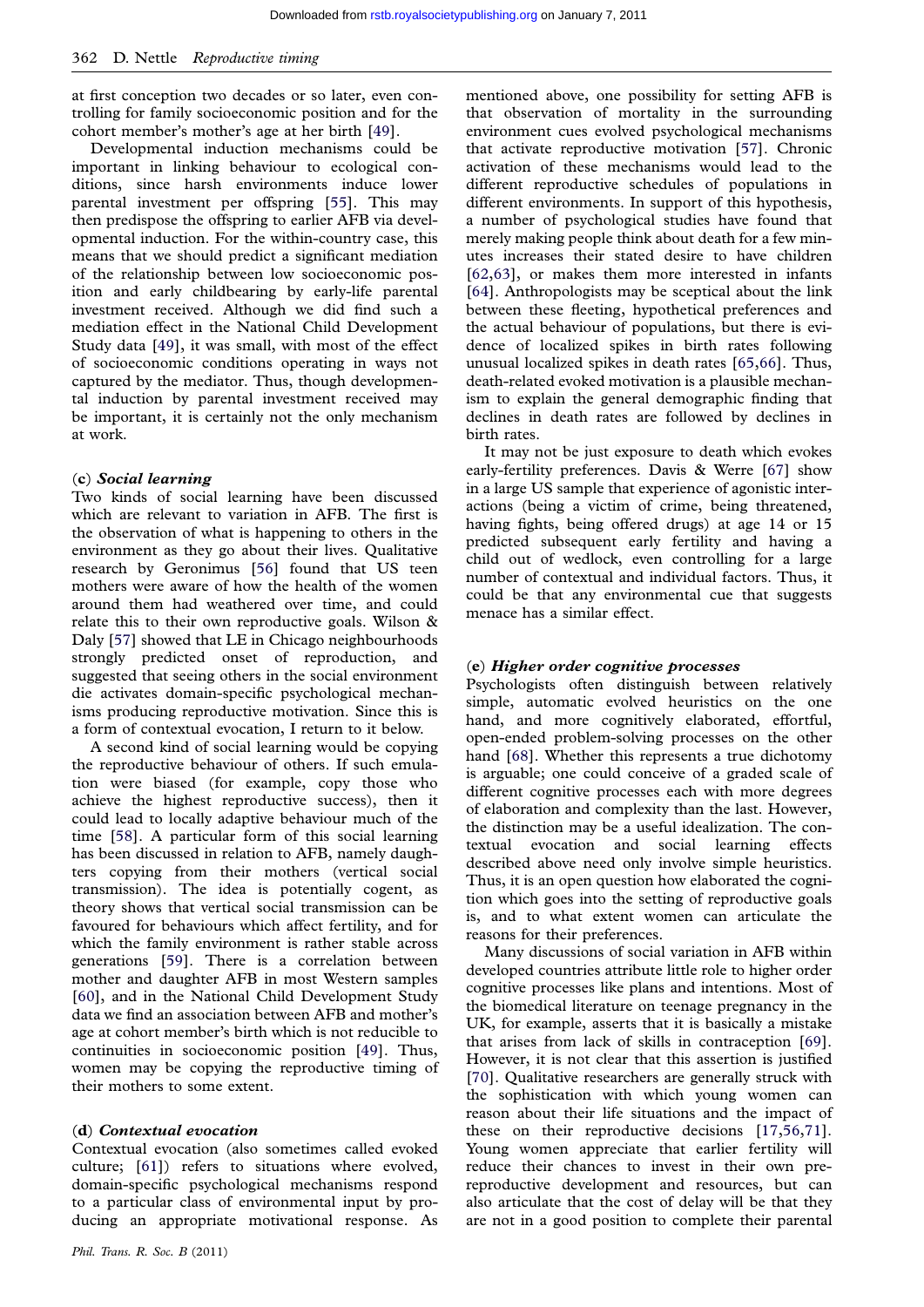at first conception two decades or so later, even controlling for family socioeconomic position and for the cohort member's mother's age at her birth [49].

Developmental induction mechanisms could be important in linking behaviour to ecological conditions, since harsh environments induce lower parental investment per offspring [55]. This may then predispose the offspring to earlier AFB via developmental induction. For the within-country case, this means that we should predict a significant mediation of the relationship between low socioeconomic position and early childbearing by early-life parental investment received. Although we did find such a mediation effect in the National Child Development Study data [49], it was small, with most of the effect of socioeconomic conditions operating in ways not captured by the mediator. Thus, though developmental induction by parental investment received may be important, it is certainly not the only mechanism at work.

### (c) *Social learning*

Two kinds of social learning have been discussed which are relevant to variation in AFB. The first is the observation of what is happening to others in the environment as they go about their lives. Qualitative research by Geronimus [56] found that US teen mothers were aware of how the health of the women around them had weathered over time, and could relate this to their own reproductive goals. Wilson & Daly [57] showed that LE in Chicago neighbourhoods strongly predicted onset of reproduction, and suggested that seeing others in the social environment die activates domain-specific psychological mechanisms producing reproductive motivation. Since this is a form of contextual evocation, I return to it below.

A second kind of social learning would be copying the reproductive behaviour of others. If such emulation were biased (for example, copy those who achieve the highest reproductive success), then it could lead to locally adaptive behaviour much of the time [58]. A particular form of this social learning has been discussed in relation to AFB, namely daughters copying from their mothers (vertical social transmission). The idea is potentially cogent, as theory shows that vertical social transmission can be favoured for behaviours which affect fertility, and for which the family environment is rather stable across generations [59]. There is a correlation between mother and daughter AFB in most Western samples [60], and in the National Child Development Study data we find an association between AFB and mother's age at cohort member's birth which is not reducible to continuities in socioeconomic position [49]. Thus, women may be copying the reproductive timing of their mothers to some extent.

### (d) *Contextual evocation*

Contextual evocation (also sometimes called evoked culture; [61]) refers to situations where evolved, domain-specific psychological mechanisms respond to a particular class of environmental input by producing an appropriate motivational response. As mentioned above, one possibility for setting AFB is that observation of mortality in the surrounding environment cues evolved psychological mechanisms that activate reproductive motivation [57]. Chronic activation of these mechanisms would lead to the different reproductive schedules of populations in different environments. In support of this hypothesis, a number of psychological studies have found that merely making people think about death for a few minutes increases their stated desire to have children [62,63], or makes them more interested in infants [64]. Anthropologists may be sceptical about the link between these fleeting, hypothetical preferences and the actual behaviour of populations, but there is evidence of localized spikes in birth rates following unusual localized spikes in death rates [65,66]. Thus, death-related evoked motivation is a plausible mechanism to explain the general demographic finding that declines in death rates are followed by declines in birth rates.

It may not be just exposure to death which evokes early-fertility preferences. Davis & Werre [67] show in a large US sample that experience of agonistic interactions (being a victim of crime, being threatened, having fights, being offered drugs) at age 14 or 15 predicted subsequent early fertility and having a child out of wedlock, even controlling for a large number of contextual and individual factors. Thus, it could be that any environmental cue that suggests menace has a similar effect.

### (e) *Higher order cognitive processes*

Psychologists often distinguish between relatively simple, automatic evolved heuristics on the one hand, and more cognitively elaborated, effortful, open-ended problem-solving processes on the other hand [68]. Whether this represents a true dichotomy is arguable; one could conceive of a graded scale of different cognitive processes each with more degrees of elaboration and complexity than the last. However, the distinction may be a useful idealization. The contextual evocation and social learning effects described above need only involve simple heuristics. Thus, it is an open question how elaborated the cognition which goes into the setting of reproductive goals is, and to what extent women can articulate the reasons for their preferences.

Many discussions of social variation in AFB within developed countries attribute little role to higher order cognitive processes like plans and intentions. Most of the biomedical literature on teenage pregnancy in the UK, for example, asserts that it is basically a mistake that arises from lack of skills in contraception [69]. However, it is not clear that this assertion is justified [70]. Qualitative researchers are generally struck with the sophistication with which young women can reason about their life situations and the impact of these on their reproductive decisions [17,56,71]. Young women appreciate that earlier fertility will reduce their chances to invest in their own pre-reproductive development and resources, but can also articulate that the cost of delay will be that they are not in a good position to complete their parental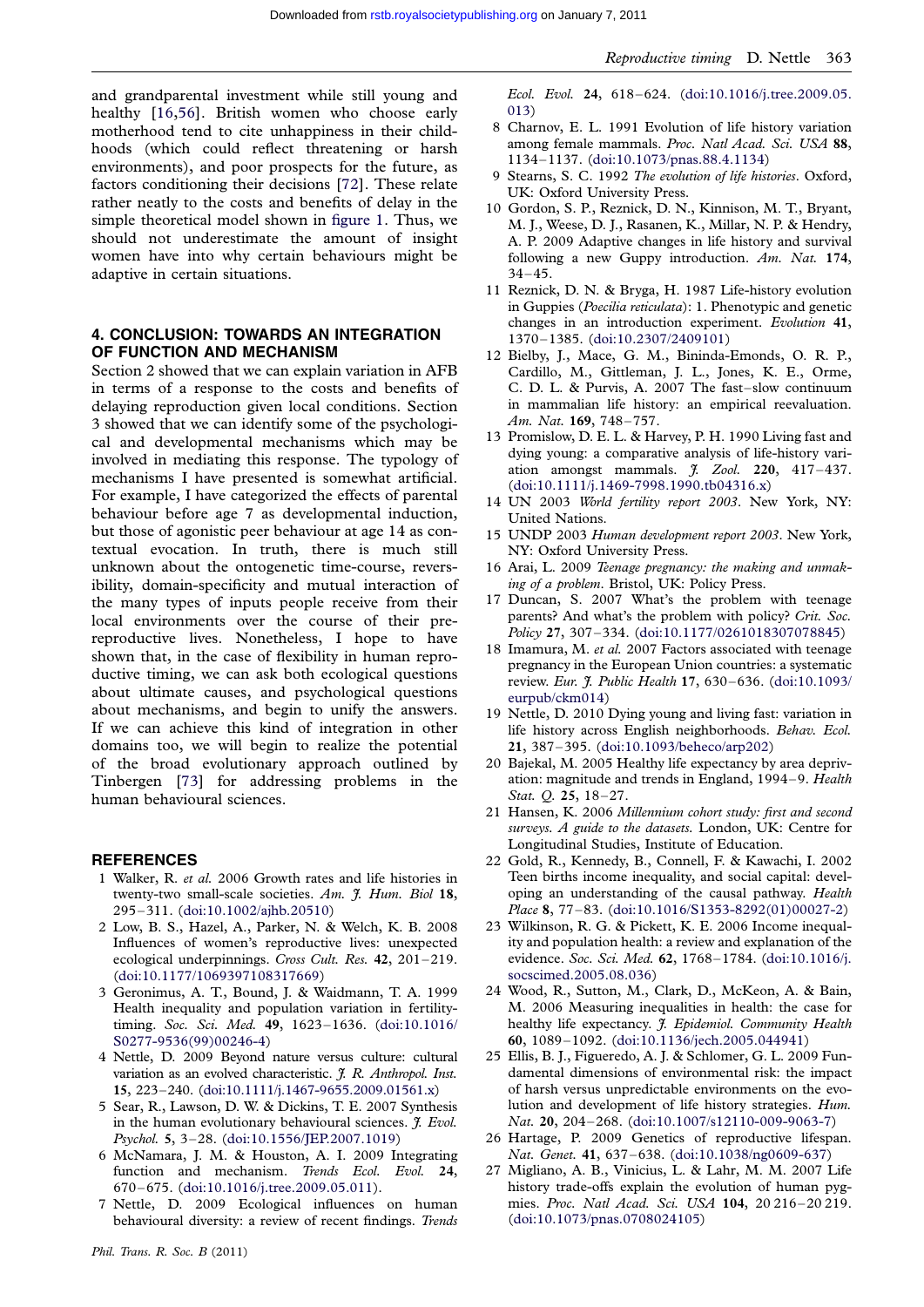and grandparental investment while still young and healthy [16,56]. British women who choose early motherhood tend to cite unhappiness in their childhoods (which could reflect threatening or harsh environments), and poor prospects for the future, as factors conditioning their decisions [72]. These relate rather neatly to the costs and benefits of delay in the simple theoretical model shown in figure 1. Thus, we should not underestimate the amount of insight women have into why certain behaviours might be adaptive in certain situations.

## 4. CONCLUSION: TOWARDS AN INTEGRATION OF FUNCTION AND MECHANISM

Section 2 showed that we can explain variation in AFB in terms of a response to the costs and benefits of delaying reproduction given local conditions. Section 3 showed that we can identify some of the psychological and developmental mechanisms which may be involved in mediating this response. The typology of mechanisms I have presented is somewhat artificial. For example, I have categorized the effects of parental behaviour before age 7 as developmental induction, but those of agonistic peer behaviour at age 14 as contextual evocation. In truth, there is much still unknown about the ontogenetic time-course, reversibility, domain-specificity and mutual interaction of the many types of inputs people receive from their local environments over the course of their pre-reproductive lives. Nonetheless, I hope to have shown that, in the case of flexibility in human reproductive timing, we can ask both ecological questions about ultimate causes, and psychological questions about mechanisms, and begin to unify the answers. If we can achieve this kind of integration in other domains too, we will begin to realize the potential of the broad evolutionary approach outlined by Tinbergen [73] for addressing problems in the human behavioural sciences.

## REFERENCES

1 Walker, R. *et al.* 2006 Growth rates and life histories in twenty-two small-scale societies. *Am. J. Hum. Biol* **18**, 295–311. (doi:10.1002/ajhb.20510)

2 Low, B. S., Hazel, A., Parker, N. & Welch, K. B. 2008 Influences of women's reproductive lives: unexpected ecological underpinnings. *Cross Cult. Res.* **42**, 201–219. (doi:10.1177/1069397108317669)

3 Geronimus, A. T., Bound, J. & Waidmann, T. A. 1999 Health inequality and population variation in fertility-timing. *Soc. Sci. Med.* **49**, 1623–1636. (doi:10.1016/S0277-9536(99)00246-4)

4 Nettle, D. 2009 Beyond nature versus culture: cultural variation as an evolved characteristic. *J. R. Anthropol. Inst.* **15**, 223–240. (doi:10.1111/j.1467-9655.2009.01561.x)

5 Sear, R., Lawson, D. W. & Dickins, T. E. 2007 Synthesis in the human evolutionary behavioural sciences. *J. Evol. Psychol.* **5**, 3–28. (doi:10.1556/JEP.2007.1019)

6 McNamara, J. M. & Houston, A. I. 2009 Integrating function and mechanism. *Trends Ecol. Evol.* **24**, 670–675. (doi:10.1016/j.tree.2009.05.011).

7 Nettle, D. 2009 Ecological influences on human behavioural diversity: a review of recent findings. *Trends Ecol. Evol.* **24**, 618–624. (doi:10.1016/j.tree.2009.05.013)

8 Charnov, E. L. 1991 Evolution of life history variation among female mammals. *Proc. Natl Acad. Sci. USA* **88**, 1134–1137. (doi:10.1073/pnas.88.4.1134)

9 Stearns, S. C. 1992 *The evolution of life histories*. Oxford, UK: Oxford University Press.

10 Gordon, S. P., Reznick, D. N., Kinnison, M. T., Bryant, M. J., Weese, D. J., Rasanen, K., Millar, N. P. & Hendry, A. P. 2009 Adaptive changes in life history and survival following a new Guppy introduction. *Am. Nat.* **174**, 34–45.

11 Reznick, D. N. & Bryga, H. 1987 Life-history evolution in Guppies (*Poecilia reticulata*): 1. Phenotypic and genetic changes in an introduction experiment. *Evolution* **41**, 1370–1385. (doi:10.2307/2409101)

12 Bielby, J., Mace, G. M., Bininda-Emonds, O. R. P., Cardillo, M., Gittleman, J. L., Jones, K. E., Orme, C. D. L. & Purvis, A. 2007 The fast–slow continuum in mammalian life history: an empirical reevaluation. *Am. Nat.* **169**, 748–757.

13 Promislow, D. E. L. & Harvey, P. H. 1990 Living fast and dying young: a comparative analysis of life-history variation amongst mammals. *J. Zool.* **220**, 417–437. (doi:10.1111/j.1469-7998.1990.tb04316.x)

14 UN 2003 *World fertility report 2003*. New York, NY: United Nations.

15 UNDP 2003 *Human development report 2003*. New York, NY: Oxford University Press.

16 Arai, L. 2009 *Teenage pregnancy: the making and unmaking of a problem*. Bristol, UK: Policy Press.

17 Duncan, S. 2007 What's the problem with teenage parents? And what's the problem with policy? *Crit. Soc. Policy* **27**, 307–334. (doi:10.1177/0261018307078845)

18 Imamura, M. *et al.* 2007 Factors associated with teenage pregnancy in the European Union countries: a systematic review. *Eur. J. Public Health* **17**, 630–636. (doi:10.1093/eurpub/ckm014)

19 Nettle, D. 2010 Dying young and living fast: variation in life history across English neighborhoods. *Behav. Ecol.* **21**, 387–395. (doi:10.1093/beheco/arp202)

20 Bajekal, M. 2005 Healthy life expectancy by area deprivation: magnitude and trends in England, 1994–9. *Health Stat. Q.* **25**, 18–27.

21 Hansen, K. 2006 *Millennium cohort study: first and second surveys. A guide to the datasets*. London, UK: Centre for Longitudinal Studies, Institute of Education.

22 Gold, R., Kennedy, B., Connell, F. & Kawachi, I. 2002 Teen births income inequality, and social capital: developing an understanding of the causal pathway. *Health Place* **8**, 77–83. (doi:10.1016/S1353-8292(01)00027-2)

23 Wilkinson, R. G. & Pickett, K. E. 2006 Income inequality and population health: a review and explanation of the evidence. *Soc. Sci. Med.* **62**, 1768–1784. (doi:10.1016/j.socscimed.2005.08.036)

24 Wood, R., Sutton, M., Clark, D., McKeon, A. & Bain, M. 2006 Measuring inequalities in health: the case for healthy life expectancy. *J. Epidemiol. Community Health* **60**, 1089–1092. (doi:10.1136/jech.2005.044941)

25 Ellis, B. J., Figueredo, A. J. & Schlomer, G. L. 2009 Fundamental dimensions of environmental risk: the impact of harsh versus unpredictable environments on the evolution and development of life history strategies. *Hum. Nat.* **20**, 204–268. (doi:10.1007/s12110-009-9063-7)

26 Hartage, P. 2009 Genetics of reproductive lifespan. *Nat. Genet.* **41**, 637–638. (doi:10.1038/ng0609-637)

27 Migliano, A. B., Vinicius, L. & Lahr, M. M. 2007 Life history trade-offs explain the evolution of human pygmies. *Proc. Natl Acad. Sci. USA* **104**, 20 216–20 219. (doi:10.1073/pnas.0708024105)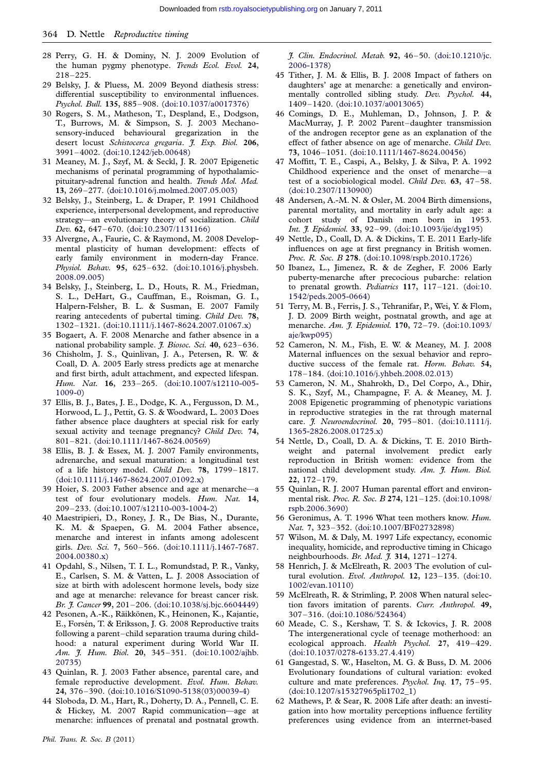28 Perry, G. H. & Dominy, N. J. 2009 Evolution of the human pygmy phenotype. *Trends Ecol. Evol.* **24**, 218–225.

29 Belsky, J. & Pluess, M. 2009 Beyond diathesis stress: differential susceptibility to environmental influences. *Psychol. Bull.* **135**, 885–908. (doi:10.1037/a0017376)

30 Rogers, S. M., Matheson, T., Despland, E., Dodgson, T., Burrows, M. & Simpson, S. J. 2003 Mechanosensory-induced behavioural gregarization in the desert locust *Schistocerca gregaria*. *J. Exp. Biol.* **206**, 3991–4002. (doi:10.1242/jeb.00648)

31 Meaney, M. J., Szyf, M. & Seckl, J. R. 2007 Epigenetic mechanisms of perinatal programming of hypothalamic-pituitary-adrenal function and health. *Trends Mol. Med.* **13**, 269–277. (doi:10.1016/j.molmed.2007.05.003)

32 Belsky, J., Steinberg, L. & Draper, P. 1991 Childhood experience, interpersonal development, and reproductive strategy—an evolutionary theory of socialization. *Child Dev.* **62**, 647–670. (doi:10.2307/1131166)

33 Alvergne, A., Faurie, C. & Raymond, M. 2008 Developmental plasticity of human development: effects of early family environment in modern-day France. *Physiol. Behav.* **95**, 625–632. (doi:10.1016/j.physbeh.2008.09.005)

34 Belsky, J., Steinberg, L. D., Houts, R. M., Friedman, S. L., DeHart, G., Cauffman, E., Roisman, G. I., Halpern-Felsher, B. L. & Susman, E. 2007 Family rearing antecedents of pubertal timing. *Child Dev.* **78**, 1302–1321. (doi:10.1111/j.1467-8624.2007.01067.x)

35 Bogaert, A. F. 2008 Menarche and father absence in a national probability sample. *J. Biosoc. Sci.* **40**, 623–636.

36 Chisholm, J. S., Quinlivan, J. A., Petersen, R. W. & Coall, D. A. 2005 Early stress predicts age at menarche and first birth, adult attachment, and expected lifespan. *Hum. Nat.* **16**, 233–265. (doi:10.1007/s12110-005-1009-0)

37 Ellis, B. J., Bates, J. E., Dodge, K. A., Fergusson, D. M., Horwood, L. J., Pettit, G. S. & Woodward, L. 2003 Does father absence place daughters at special risk for early sexual activity and teenage pregnancy? *Child Dev.* **74**, 801–821. (doi:10.1111/1467-8624.00569)

38 Ellis, B. J. & Essex, M. J. 2007 Family environments, adrenarche, and sexual maturation: a longitudinal test of a life history model. *Child Dev.* **78**, 1799–1817. (doi:10.1111/j.1467-8624.2007.01092.x)

39 Hoier, S. 2003 Father absence and age at menarche—a test of four evolutionary models. *Hum. Nat.* **14**, 209–233. (doi:10.1007/s12110-003-1004-2)

40 Maestripieri, D., Roney, J. R., De Bias, N., Durante, K. M. & Spaepen, G. M. 2004 Father absence, menarche and interest in infants among adolescent girls. *Dev. Sci.* **7**, 560–566. (doi:10.1111/j.1467-7687.2004.00380.x)

41 Opdahl, S., Nilsen, T. I. L., Romundstad, P. R., Vanky, E., Carlsen, S. M. & Vatten, L. J. 2008 Association of size at birth with adolescent hormone levels, body size and age at menarche: relevance for breast cancer risk. *Br. J. Cancer* **99**, 201–206. (doi:10.1038/sj.bjc.6604449)

42 Pesonen, A.-K., Räikkönen, K., Heinonen, K., Kajantie, E., Forsén, T. & Eriksson, J. G. 2008 Reproductive traits following a parent–child separation trauma during childhood: a natural experiment during World War II. *Am. J. Hum. Biol.* **20**, 345–351. (doi:10.1002/ajhb.20735)

43 Quinlan, R. J. 2003 Father absence, parental care, and female reproductive development. *Evol. Hum. Behav.* **24**, 376–390. (doi:10.1016/S1090-5138(03)00039-4)

44 Sloboda, D. M., Hart, R., Doherty, D. A., Pennell, C. E. & Hickey, M. 2007 Rapid communication—age at menarche: influences of prenatal and postnatal growth. *J. Clin. Endocrinol. Metab.* **92**, 46–50. (doi:10.1210/jc.2006-1378)

45 Tither, J. M. & Ellis, B. J. 2008 Impact of fathers on daughters' age at menarche: a genetically and environmentally controlled sibling study. *Dev. Psychol.* **44**, 1409–1420. (doi:10.1037/a0013065)

46 Comings, D. E., Muhleman, D., Johnson, J. P. & MacMurray, J. P. 2002 Parent–daughter transmission of the androgen receptor gene as an explanation of the effect of father absence on age of menarche. *Child Dev.* **73**, 1046–1051. (doi:10.1111/1467-8624.00456)

47 Moffitt, T. E., Caspi, A., Belsky, J. & Silva, P. A. 1992 Childhood experience and the onset of menarche—a test of a sociobiological model. *Child Dev.* **63**, 47–58. (doi:10.2307/1130900)

48 Andersen, A.-M. N. & Osler, M. 2004 Birth dimensions, parental mortality, and mortality in early adult age: a cohort study of Danish men born in 1953. *Int. J. Epidemiol.* **33**, 92–99. (doi:10.1093/ije/dyg195)

49 Nettle, D., Coall, D. A. & Dickins, T. E. 2011 Early-life influences on age at first pregnancy in British women. *Proc. R. Soc. B* **278**. (doi:10.1098/rspb.2010.1726)

50 Ibanez, L., Jimenez, R. & de Zegher, F. 2006 Early puberty-menarche after precocious pubarche: relation to prenatal growth. *Pediatrics* **117**, 117–121. (doi:10.1542/peds.2005-0664)

51 Terry, M. B., Ferris, J. S., Tehranifar, P., Wei, Y. & Flom, J. D. 2009 Birth weight, postnatal growth, and age at menarche. *Am. J. Epidemiol.* **170**, 72–79. (doi:10.1093/aje/kwp095)

52 Cameron, N. M., Fish, E. W. & Meaney, M. J. 2008 Maternal influences on the sexual behavior and reproductive success of the female rat. *Horm. Behav.* **54**, 178–184. (doi:10.1016/j.yhbeh.2008.02.013)

53 Cameron, N. M., Shahrokh, D., Del Corpo, A., Dhir, S. K., Szyf, M., Champagne, F. A. & Meaney, M. J. 2008 Epigenetic programming of phenotypic variations in reproductive strategies in the rat through maternal care. *J. Neuroendocrinol.* **20**, 795–801. (doi:10.1111/j.1365-2826.2008.01725.x)

54 Nettle, D., Coall, D. A. & Dickins, T. E. 2010 Birth-weight and paternal involvement predict early reproduction in British women: evidence from the national child development study. *Am. J. Hum. Biol.* **22**, 172–179.

55 Quinlan, R. J. 2007 Human parental effort and environmental risk. *Proc. R. Soc. B* **274**, 121–125. (doi:10.1098/rspb.2006.3690)

56 Geronimus, A. T. 1996 What teen mothers know. *Hum. Nat.* **7**, 323–352. (doi:10.1007/BF02732898)

57 Wilson, M. & Daly, M. 1997 Life expectancy, economic inequality, homicide, and reproductive timing in Chicago neighbourhoods. *Br. Med. J.* **314**, 1271–1274.

58 Henrich, J. & McElreath, R. 2003 The evolution of cultural evolution. *Evol. Anthropol.* **12**, 123–135. (doi:10.1002/evan.10110)

59 McElreath, R. & Strimling, P. 2008 When natural selection favors imitation of parents. *Curr. Anthropol.* **49**, 307–316. (doi:10.1086/524364)

60 Meade, C. S., Kershaw, T. S. & Ickovics, J. R. 2008 The intergenerational cycle of teenage motherhood: an ecological approach. *Health Psychol.* **27**, 419–429. (doi:10.1037/0278-6133.27.4.419)

61 Gangestad, S. W., Haselton, M. G. & Buss, D. M. 2006 Evolutionary foundations of cultural variation: evoked culture and mate preferences. *Psychol. Inq.* **17**, 75–95. (doi:10.1207/s15327965pli1702_1)

62 Mathews, P. & Sear, R. 2008 Life after death: an investigation into how mortality perceptions influence fertility preferences using evidence from an interrnet-based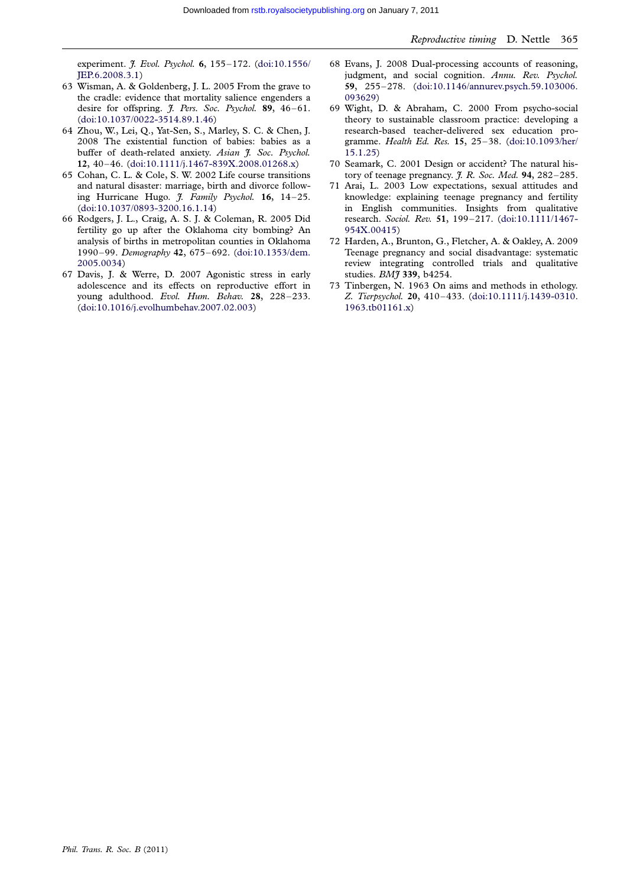experiment. *J. Evol. Psychol.* **6**, 155–172. (doi:10.1556/JEP.6.2008.3.1)

63 Wisman, A. & Goldenberg, J. L. 2005 From the grave to the cradle: evidence that mortality salience engenders a desire for offspring. *J. Pers. Soc. Psychol.* **89**, 46–61. (doi:10.1037/0022-3514.89.1.46)

64 Zhou, W., Lei, Q., Yat-Sen, S., Marley, S. C. & Chen, J. 2008 The existential function of babies: babies as a buffer of death-related anxiety. *Asian J. Soc. Psychol.* **12**, 40–46. (doi:10.1111/j.1467-839X.2008.01268.x)

65 Cohan, C. L. & Cole, S. W. 2002 Life course transitions and natural disaster: marriage, birth and divorce following Hurricane Hugo. *J. Family Psychol.* **16**, 14–25. (doi:10.1037/0893-3200.16.1.14)

66 Rodgers, J. L., Craig, A. S. J. & Coleman, R. 2005 Did fertility go up after the Oklahoma city bombing? An analysis of births in metropolitan counties in Oklahoma 1990–99. *Demography* **42**, 675–692. (doi:10.1353/dem.2005.0034)

67 Davis, J. & Werre, D. 2007 Agonistic stress in early adolescence and its effects on reproductive effort in young adulthood. *Evol. Hum. Behav.* **28**, 228–233. (doi:10.1016/j.evolhumbehav.2007.02.003)

68 Evans, J. 2008 Dual-processing accounts of reasoning, judgment, and social cognition. *Annu. Rev. Psychol.* **59**, 255–278. (doi:10.1146/annurev.psych.59.103006.093629)

69 Wight, D. & Abraham, C. 2000 From psycho-social theory to sustainable classroom practice: developing a research-based teacher-delivered sex education programme. *Health Ed. Res.* **15**, 25–38. (doi:10.1093/her/15.1.25)

70 Seamark, C. 2001 Design or accident? The natural history of teenage pregnancy. *J. R. Soc. Med.* **94**, 282–285.

71 Arai, L. 2003 Low expectations, sexual attitudes and knowledge: explaining teenage pregnancy and fertility in English communities. Insights from qualitative research. *Sociol. Rev.* **51**, 199–217. (doi:10.1111/1467-954X.00415)

72 Harden, A., Brunton, G., Fletcher, A. & Oakley, A. 2009 Teenage pregnancy and social disadvantage: systematic review integrating controlled trials and qualitative studies. *BMJ* **339**, b4254.

73 Tinbergen, N. 1963 On aims and methods in ethology. *Z. Tierpsychol.* **20**, 410–433. (doi:10.1111/j.1439-0310.1963.tb01161.x)